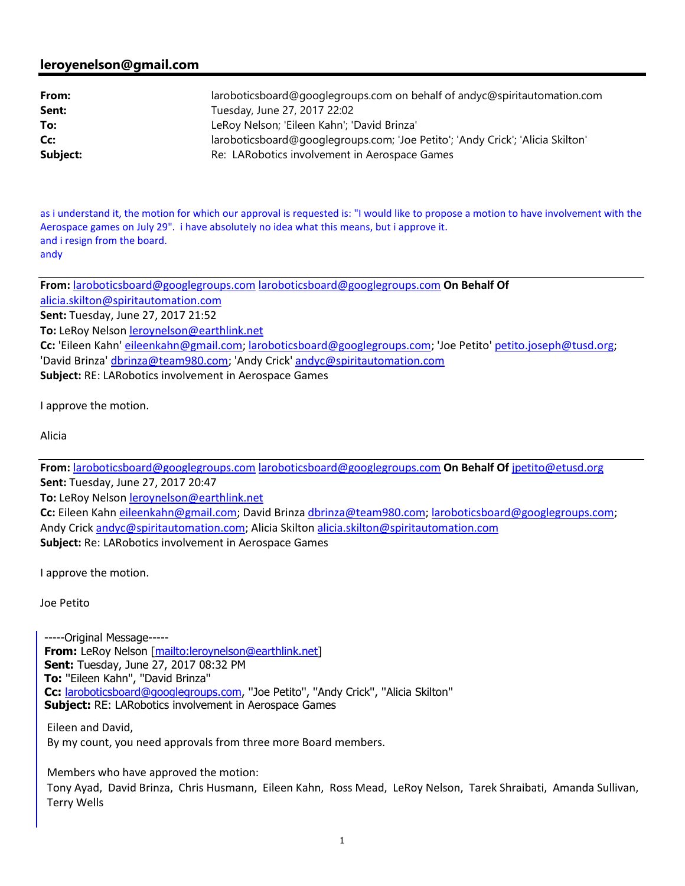## leroyenelson@gmail.com

| | |
|---|---|
| **From:** | laroboticsboard@googlegroups.com on behalf of andyc@spiritautomation.com |
| **Sent:** | Tuesday, June 27, 2017 22:02 |
| **To:** | LeRoy Nelson; 'Eileen Kahn'; 'David Brinza' |
| **Cc:** | laroboticsboard@googlegroups.com; 'Joe Petito'; 'Andy Crick'; 'Alicia Skilton' |
| **Subject:** | Re: LARobotics involvement in Aerospace Games |

as i understand it, the motion for which our approval is requested is: "I would like to propose a motion to have involvement with the Aerospace games on July 29". i have absolutely no idea what this means, but i approve it.
and i resign from the board.
andy

---

**From:** laroboticsboard@googlegroups.com laroboticsboard@googlegroups.com **On Behalf Of** alicia.skilton@spiritautomation.com
**Sent:** Tuesday, June 27, 2017 21:52
**To:** LeRoy Nelson leroynelson@earthlink.net
**Cc:** 'Eileen Kahn' eileenkahn@gmail.com; laroboticsboard@googlegroups.com; 'Joe Petito' petito.joseph@tusd.org; 'David Brinza' dbrinza@team980.com; 'Andy Crick' andyc@spiritautomation.com
**Subject:** RE: LARobotics involvement in Aerospace Games

I approve the motion.

Alicia

---

**From:** laroboticsboard@googlegroups.com laroboticsboard@googlegroups.com **On Behalf Of** jpetito@etusd.org
**Sent:** Tuesday, June 27, 2017 20:47
**To:** LeRoy Nelson leroynelson@earthlink.net
**Cc:** Eileen Kahn eileenkahn@gmail.com; David Brinza dbrinza@team980.com; laroboticsboard@googlegroups.com; Andy Crick andyc@spiritautomation.com; Alicia Skilton alicia.skilton@spiritautomation.com
**Subject:** Re: LARobotics involvement in Aerospace Games

I approve the motion.

Joe Petito

> -----Original Message-----
> **From:** LeRoy Nelson [mailto:leroynelson@earthlink.net]
> **Sent:** Tuesday, June 27, 2017 08:32 PM
> **To:** "Eileen Kahn", "David Brinza"
> **Cc:** laroboticsboard@googlegroups.com, "Joe Petito", "Andy Crick", "Alicia Skilton"
> **Subject:** RE: LARobotics involvement in Aerospace Games
>
> Eileen and David,
> By my count, you need approvals from three more Board members.
>
> Members who have approved the motion:
> Tony Ayad, David Brinza, Chris Husmann, Eileen Kahn, Ross Mead, LeRoy Nelson, Tarek Shraibati, Amanda Sullivan, Terry Wells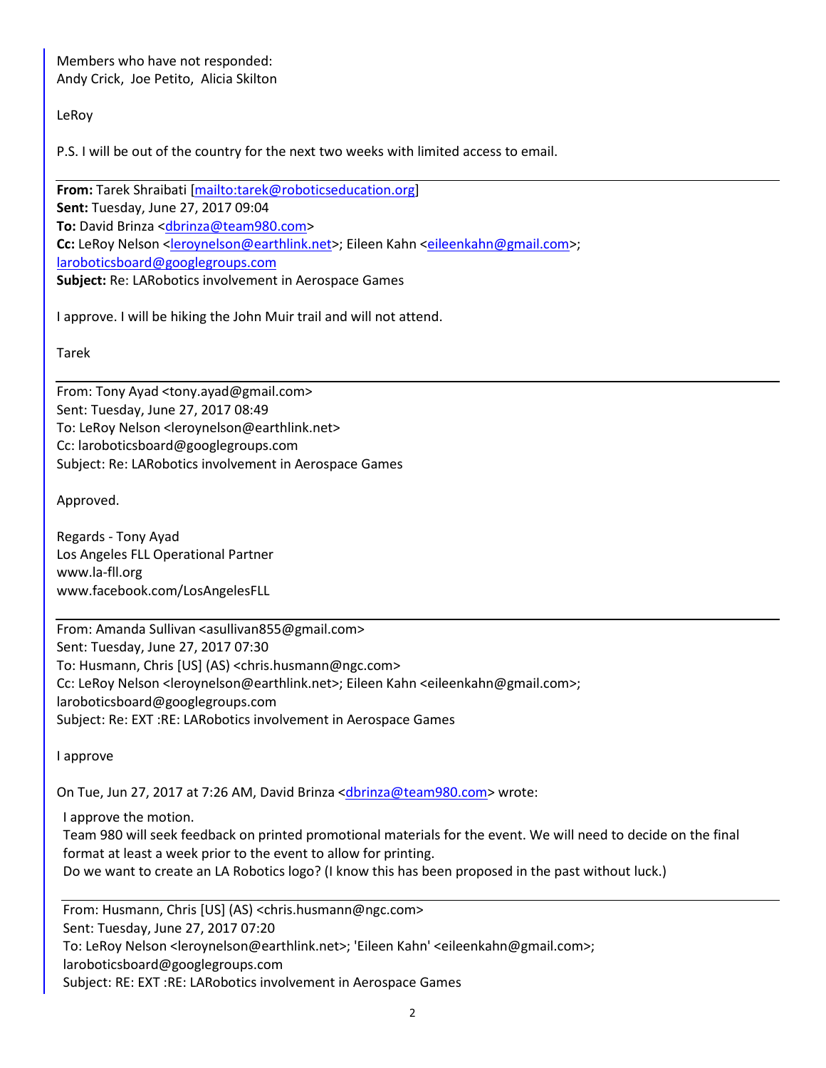Members who have not responded:
Andy Crick, Joe Petito, Alicia Skilton

LeRoy

P.S. I will be out of the country for the next two weeks with limited access to email.

---

**From:** Tarek Shraibati [mailto:tarek@roboticseducation.org]
**Sent:** Tuesday, June 27, 2017 09:04
**To:** David Brinza <dbrinza@team980.com>
**Cc:** LeRoy Nelson <leroynelson@earthlink.net>; Eileen Kahn <eileenkahn@gmail.com>; laroboticsboard@googlegroups.com
**Subject:** Re: LARobotics involvement in Aerospace Games

I approve. I will be hiking the John Muir trail and will not attend.

Tarek

---

From: Tony Ayad <tony.ayad@gmail.com>
Sent: Tuesday, June 27, 2017 08:49
To: LeRoy Nelson <leroynelson@earthlink.net>
Cc: laroboticsboard@googlegroups.com
Subject: Re: LARobotics involvement in Aerospace Games

Approved.

Regards - Tony Ayad
Los Angeles FLL Operational Partner
www.la-fll.org
www.facebook.com/LosAngelesFLL

---

From: Amanda Sullivan <asullivan855@gmail.com>
Sent: Tuesday, June 27, 2017 07:30
To: Husmann, Chris [US] (AS) <chris.husmann@ngc.com>
Cc: LeRoy Nelson <leroynelson@earthlink.net>; Eileen Kahn <eileenkahn@gmail.com>; laroboticsboard@googlegroups.com
Subject: Re: EXT :RE: LARobotics involvement in Aerospace Games

I approve

On Tue, Jun 27, 2017 at 7:26 AM, David Brinza <dbrinza@team980.com> wrote:

> I approve the motion.
> Team 980 will seek feedback on printed promotional materials for the event. We will need to decide on the final format at least a week prior to the event to allow for printing.
> Do we want to create an LA Robotics logo? (I know this has been proposed in the past without luck.)
>
> ---
>
> From: Husmann, Chris [US] (AS) <chris.husmann@ngc.com>
> Sent: Tuesday, June 27, 2017 07:20
> To: LeRoy Nelson <leroynelson@earthlink.net>; 'Eileen Kahn' <eileenkahn@gmail.com>; laroboticsboard@googlegroups.com
> Subject: RE: EXT :RE: LARobotics involvement in Aerospace Games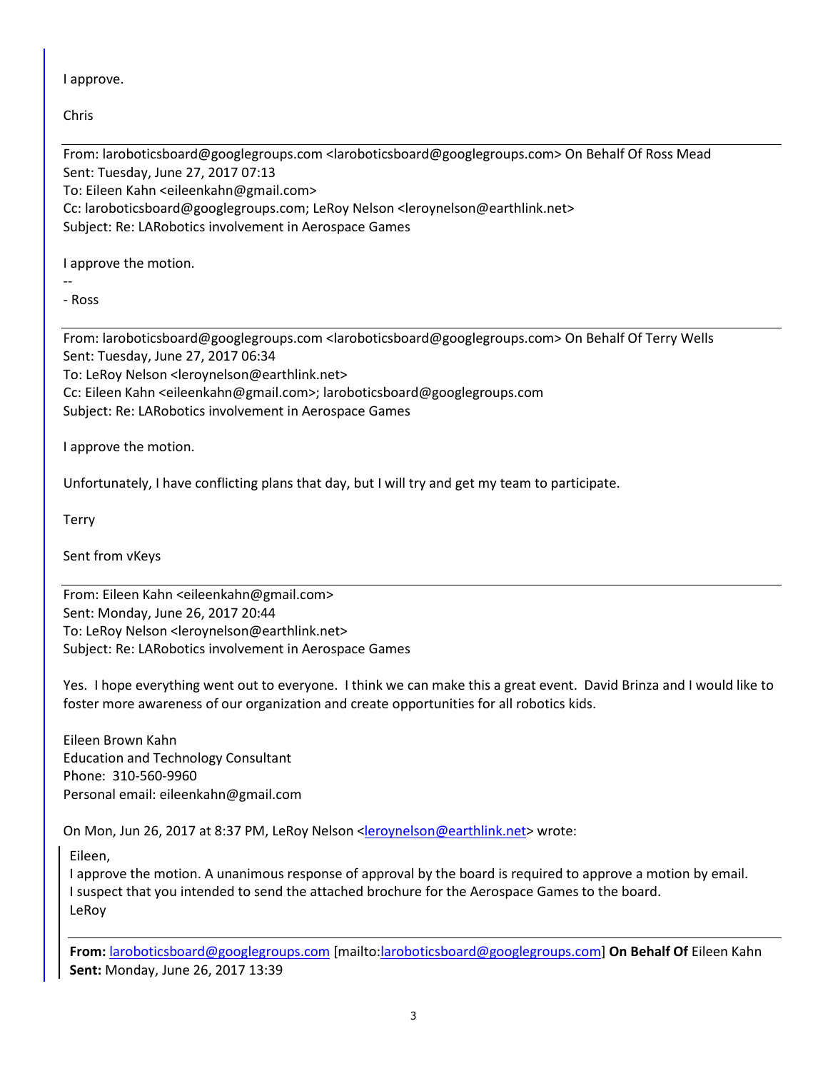I approve.

Chris

---

From: laroboticsboard@googlegroups.com <laroboticsboard@googlegroups.com> On Behalf Of Ross Mead
Sent: Tuesday, June 27, 2017 07:13
To: Eileen Kahn <eileenkahn@gmail.com>
Cc: laroboticsboard@googlegroups.com; LeRoy Nelson <leroynelson@earthlink.net>
Subject: Re: LARobotics involvement in Aerospace Games

I approve the motion.

--
- Ross

---

From: laroboticsboard@googlegroups.com <laroboticsboard@googlegroups.com> On Behalf Of Terry Wells
Sent: Tuesday, June 27, 2017 06:34
To: LeRoy Nelson <leroynelson@earthlink.net>
Cc: Eileen Kahn <eileenkahn@gmail.com>; laroboticsboard@googlegroups.com
Subject: Re: LARobotics involvement in Aerospace Games

I approve the motion.

Unfortunately, I have conflicting plans that day, but I will try and get my team to participate.

Terry

Sent from vKeys

---

From: Eileen Kahn <eileenkahn@gmail.com>
Sent: Monday, June 26, 2017 20:44
To: LeRoy Nelson <leroynelson@earthlink.net>
Subject: Re: LARobotics involvement in Aerospace Games

Yes. I hope everything went out to everyone. I think we can make this a great event. David Brinza and I would like to foster more awareness of our organization and create opportunities for all robotics kids.

Eileen Brown Kahn
Education and Technology Consultant
Phone: 310-560-9960
Personal email: eileenkahn@gmail.com

On Mon, Jun 26, 2017 at 8:37 PM, LeRoy Nelson <leroynelson@earthlink.net> wrote:

> Eileen,
> I approve the motion. A unanimous response of approval by the board is required to approve a motion by email.
> I suspect that you intended to send the attached brochure for the Aerospace Games to the board.
> LeRoy
>
> ---
>
> **From:** laroboticsboard@googlegroups.com [mailto:laroboticsboard@googlegroups.com] **On Behalf Of** Eileen Kahn
> **Sent:** Monday, June 26, 2017 13:39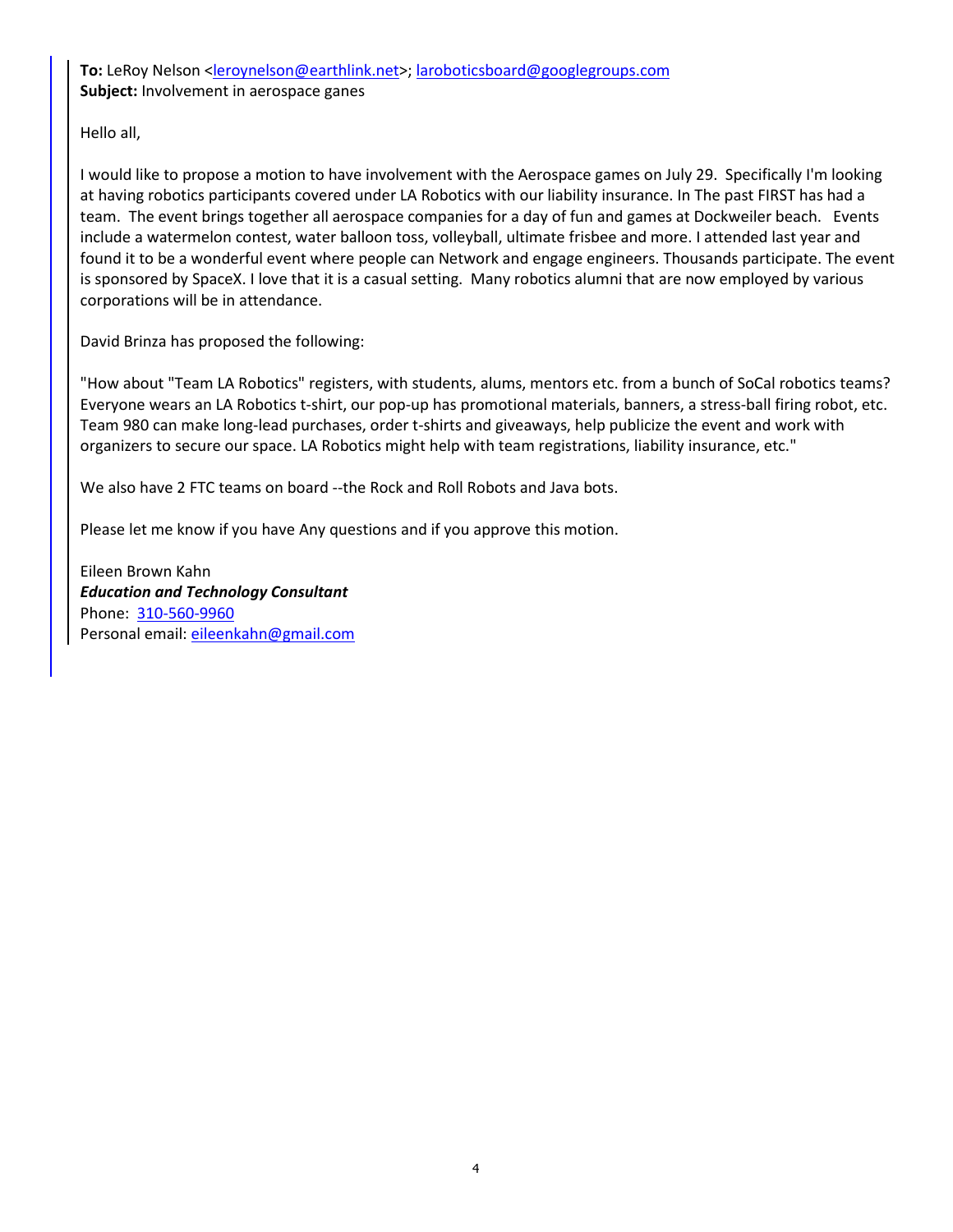**To:** LeRoy Nelson <leroynelson@earthlink.net>; laroboticsboard@googlegroups.com
**Subject:** Involvement in aerospace ganes

Hello all,

I would like to propose a motion to have involvement with the Aerospace games on July 29. Specifically I'm looking at having robotics participants covered under LA Robotics with our liability insurance. In The past FIRST has had a team. The event brings together all aerospace companies for a day of fun and games at Dockweiler beach. Events include a watermelon contest, water balloon toss, volleyball, ultimate frisbee and more. I attended last year and found it to be a wonderful event where people can Network and engage engineers. Thousands participate. The event is sponsored by SpaceX. I love that it is a casual setting. Many robotics alumni that are now employed by various corporations will be in attendance.

David Brinza has proposed the following:

"How about "Team LA Robotics" registers, with students, alums, mentors etc. from a bunch of SoCal robotics teams? Everyone wears an LA Robotics t-shirt, our pop-up has promotional materials, banners, a stress-ball firing robot, etc. Team 980 can make long-lead purchases, order t-shirts and giveaways, help publicize the event and work with organizers to secure our space. LA Robotics might help with team registrations, liability insurance, etc."

We also have 2 FTC teams on board --the Rock and Roll Robots and Java bots.

Please let me know if you have Any questions and if you approve this motion.

Eileen Brown Kahn
***Education and Technology Consultant***
Phone: 310-560-9960
Personal email: eileenkahn@gmail.com